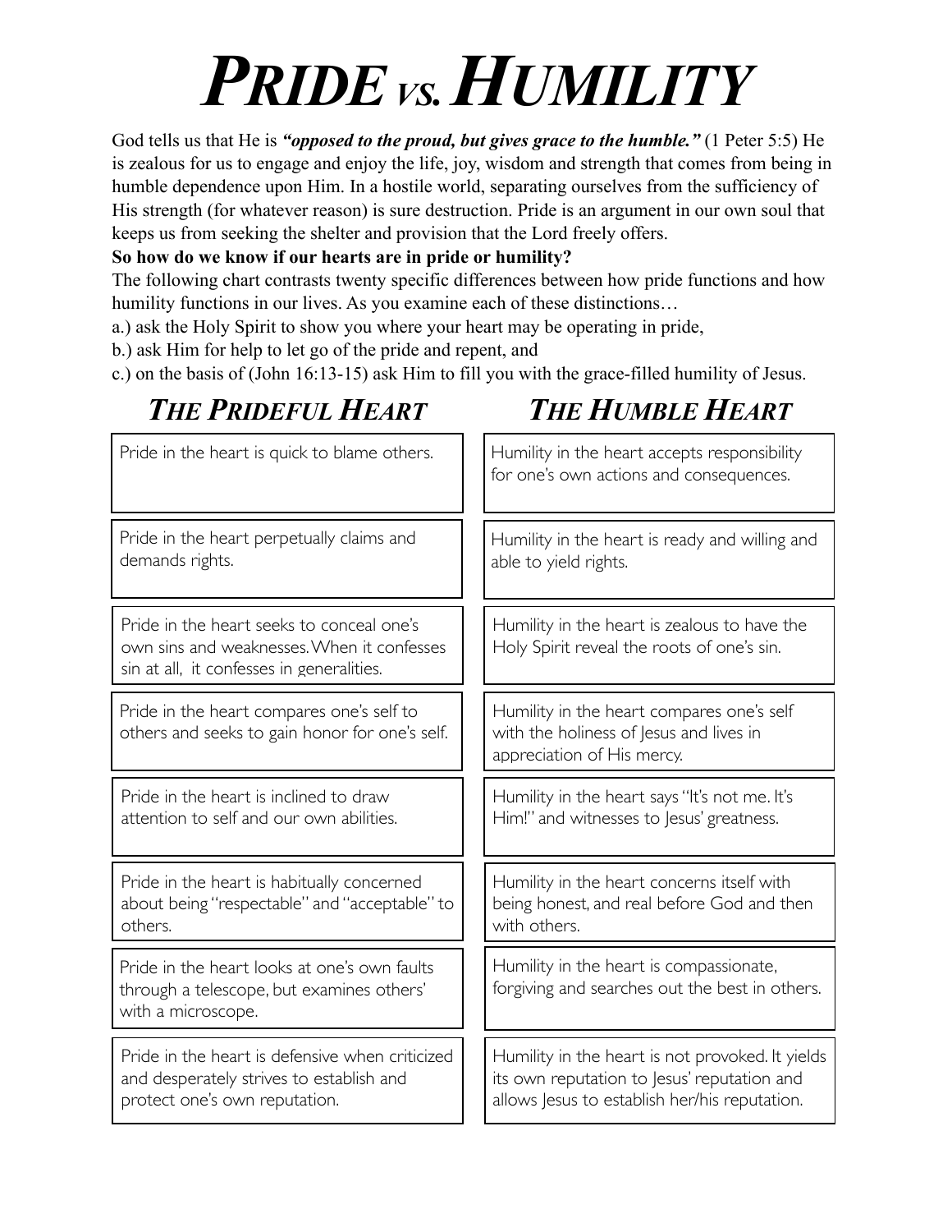# *PRIDE VS. HUMILITY*

God tells us that He is ***"opposed to the proud, but gives grace to the humble."*** (1 Peter 5:5) He is zealous for us to engage and enjoy the life, joy, wisdom and strength that comes from being in humble dependence upon Him. In a hostile world, separating ourselves from the sufficiency of His strength (for whatever reason) is sure destruction. Pride is an argument in our own soul that keeps us from seeking the shelter and provision that the Lord freely offers.

**So how do we know if our hearts are in pride or humility?**

The following chart contrasts twenty specific differences between how pride functions and how humility functions in our lives. As you examine each of these distinctions…

a.) ask the Holy Spirit to show you where your heart may be operating in pride,

b.) ask Him for help to let go of the pride and repent, and

c.) on the basis of (John 16:13-15) ask Him to fill you with the grace-filled humility of Jesus.

| *THE PRIDEFUL HEART* | *THE HUMBLE HEART* |
|---|---|
| Pride in the heart is quick to blame others. | Humility in the heart accepts responsibility for one's own actions and consequences. |
| Pride in the heart perpetually claims and demands rights. | Humility in the heart is ready and willing and able to yield rights. |
| Pride in the heart seeks to conceal one's own sins and weaknesses. When it confesses sin at all, it confesses in generalities. | Humility in the heart is zealous to have the Holy Spirit reveal the roots of one's sin. |
| Pride in the heart compares one's self to others and seeks to gain honor for one's self. | Humility in the heart compares one's self with the holiness of Jesus and lives in appreciation of His mercy. |
| Pride in the heart is inclined to draw attention to self and our own abilities. | Humility in the heart says "It's not me. It's Him!" and witnesses to Jesus' greatness. |
| Pride in the heart is habitually concerned about being "respectable" and "acceptable" to others. | Humility in the heart concerns itself with being honest, and real before God and then with others. |
| Pride in the heart looks at one's own faults through a telescope, but examines others' with a microscope. | Humility in the heart is compassionate, forgiving and searches out the best in others. |
| Pride in the heart is defensive when criticized and desperately strives to establish and protect one's own reputation. | Humility in the heart is not provoked. It yields its own reputation to Jesus' reputation and allows Jesus to establish her/his reputation. |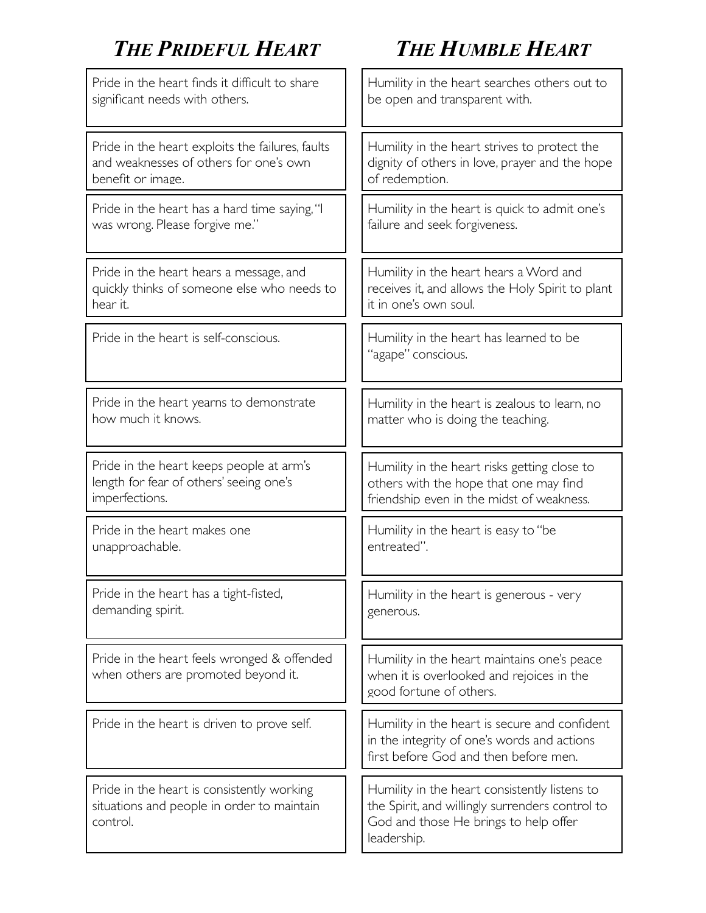| *THE PRIDEFUL HEART* | *THE HUMBLE HEART* |
| --- | --- |
| Pride in the heart finds it difficult to share significant needs with others. | Humility in the heart searches others out to be open and transparent with. |
| Pride in the heart exploits the failures, faults and weaknesses of others for one's own benefit or image. | Humility in the heart strives to protect the dignity of others in love, prayer and the hope of redemption. |
| Pride in the heart has a hard time saying, "I was wrong. Please forgive me." | Humility in the heart is quick to admit one's failure and seek forgiveness. |
| Pride in the heart hears a message, and quickly thinks of someone else who needs to hear it. | Humility in the heart hears a Word and receives it, and allows the Holy Spirit to plant it in one's own soul. |
| Pride in the heart is self-conscious. | Humility in the heart has learned to be "agape" conscious. |
| Pride in the heart yearns to demonstrate how much it knows. | Humility in the heart is zealous to learn, no matter who is doing the teaching. |
| Pride in the heart keeps people at arm's length for fear of others' seeing one's imperfections. | Humility in the heart risks getting close to others with the hope that one may find friendship even in the midst of weakness. |
| Pride in the heart makes one unapproachable. | Humility in the heart is easy to "be entreated". |
| Pride in the heart has a tight-fisted, demanding spirit. | Humility in the heart is generous - very generous. |
| Pride in the heart feels wronged & offended when others are promoted beyond it. | Humility in the heart maintains one's peace when it is overlooked and rejoices in the good fortune of others. |
| Pride in the heart is driven to prove self. | Humility in the heart is secure and confident in the integrity of one's words and actions first before God and then before men. |
| Pride in the heart is consistently working situations and people in order to maintain control. | Humility in the heart consistently listens to the Spirit, and willingly surrenders control to God and those He brings to help offer leadership. |